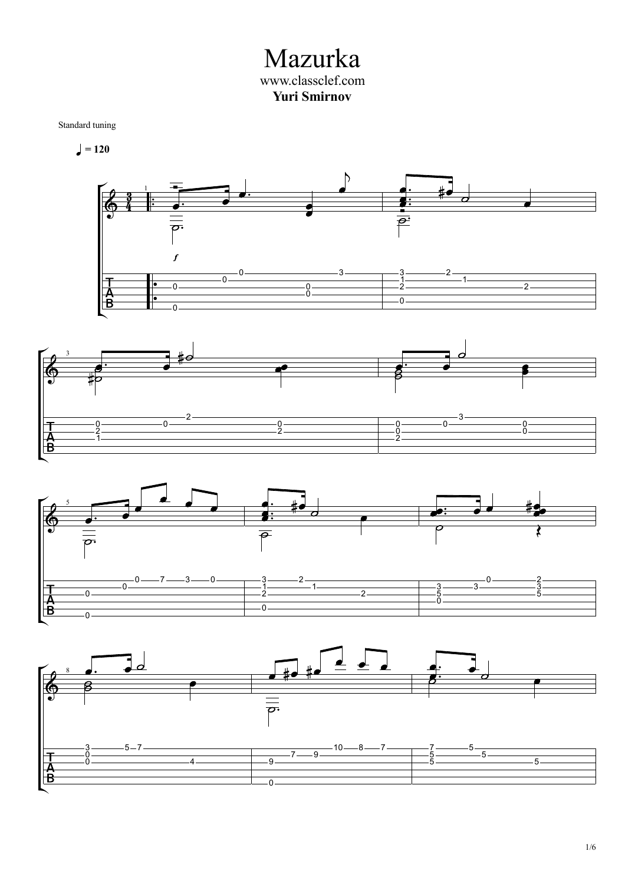# Mazurka

www.classclef.com

**Yuri Smirnov**

Standard tuning

♩ = 120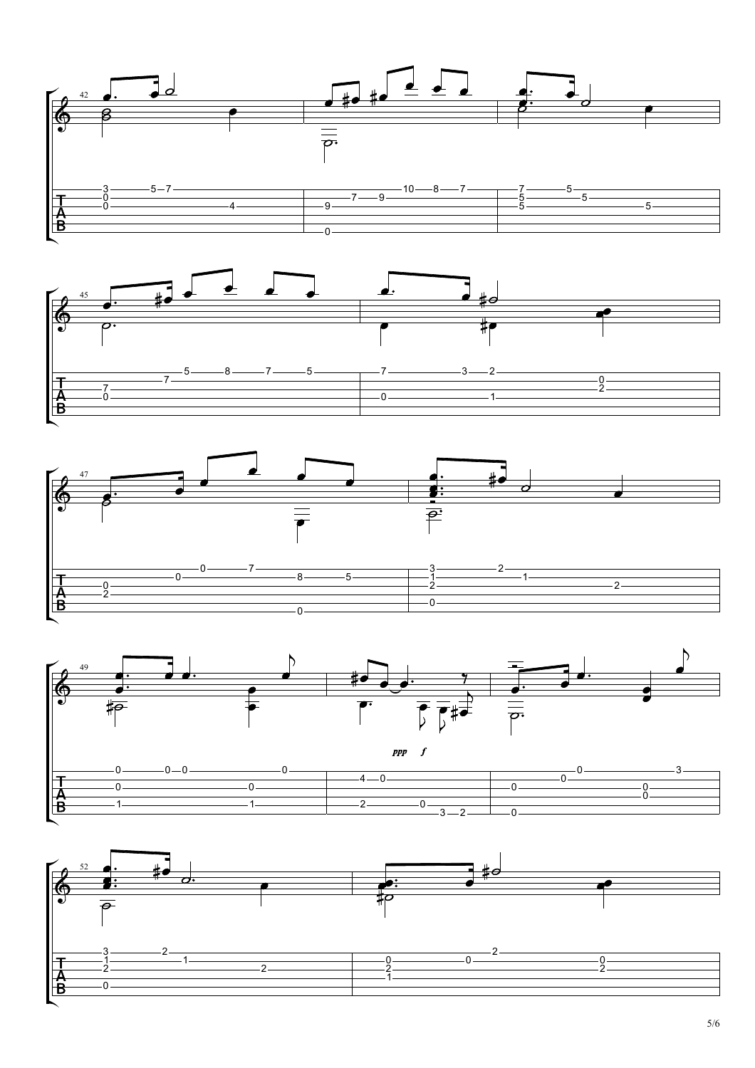ppp f